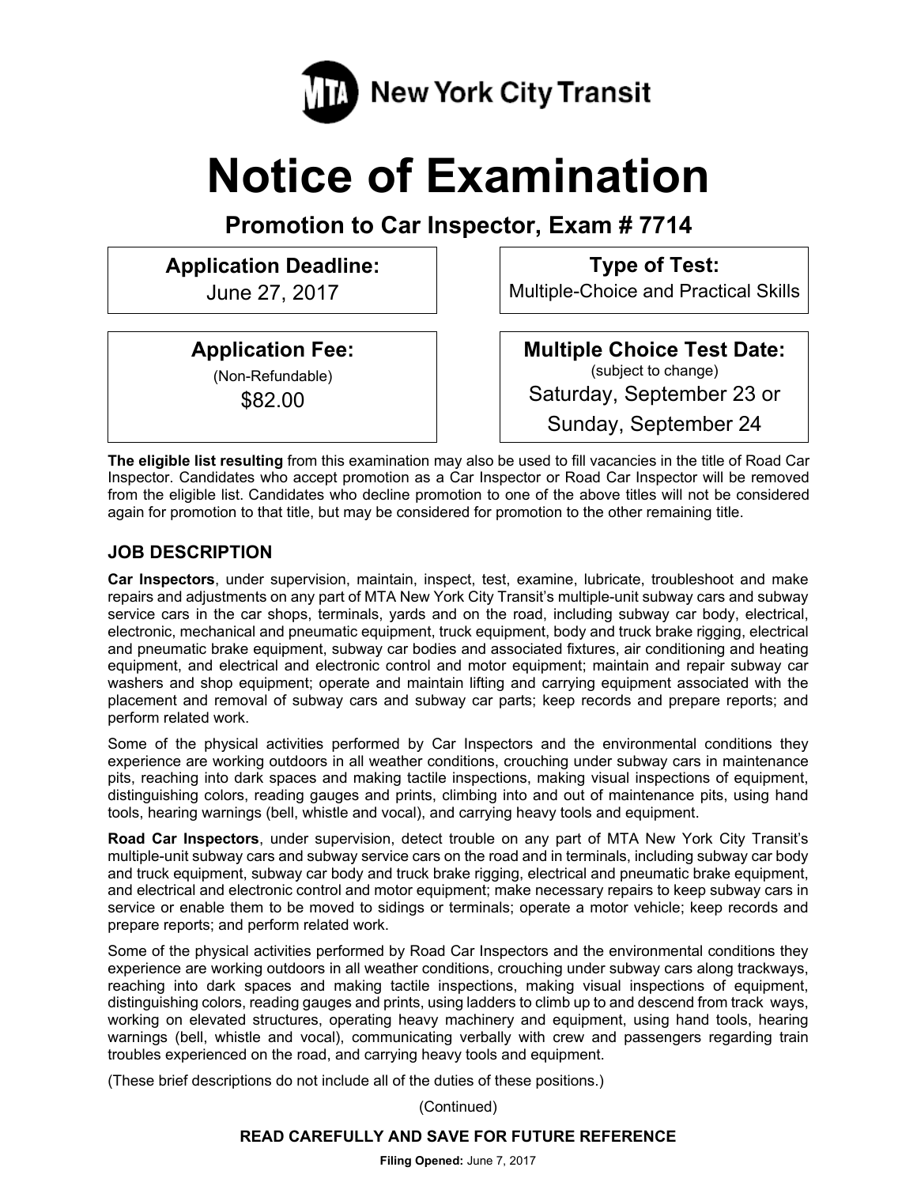MTA New York City Transit

# Notice of Examination

## Promotion to Car Inspector, Exam # 7714

**Application Deadline:**
June 27, 2017

**Type of Test:**
Multiple-Choice and Practical Skills

**Application Fee:**
(Non-Refundable)
$82.00

**Multiple Choice Test Date:**
(subject to change)
Saturday, September 23 or
Sunday, September 24

**The eligible list resulting** from this examination may also be used to fill vacancies in the title of Road Car Inspector. Candidates who accept promotion as a Car Inspector or Road Car Inspector will be removed from the eligible list. Candidates who decline promotion to one of the above titles will not be considered again for promotion to that title, but may be considered for promotion to the other remaining title.

### JOB DESCRIPTION

**Car Inspectors**, under supervision, maintain, inspect, test, examine, lubricate, troubleshoot and make repairs and adjustments on any part of MTA New York City Transit's multiple-unit subway cars and subway service cars in the car shops, terminals, yards and on the road, including subway car body, electrical, electronic, mechanical and pneumatic equipment, truck equipment, body and truck brake rigging, electrical and pneumatic brake equipment, subway car bodies and associated fixtures, air conditioning and heating equipment, and electrical and electronic control and motor equipment; maintain and repair subway car washers and shop equipment; operate and maintain lifting and carrying equipment associated with the placement and removal of subway cars and subway car parts; keep records and prepare reports; and perform related work.

Some of the physical activities performed by Car Inspectors and the environmental conditions they experience are working outdoors in all weather conditions, crouching under subway cars in maintenance pits, reaching into dark spaces and making tactile inspections, making visual inspections of equipment, distinguishing colors, reading gauges and prints, climbing into and out of maintenance pits, using hand tools, hearing warnings (bell, whistle and vocal), and carrying heavy tools and equipment.

**Road Car Inspectors**, under supervision, detect trouble on any part of MTA New York City Transit's multiple-unit subway cars and subway service cars on the road and in terminals, including subway car body and truck equipment, subway car body and truck brake rigging, electrical and pneumatic brake equipment, and electrical and electronic control and motor equipment; make necessary repairs to keep subway cars in service or enable them to be moved to sidings or terminals; operate a motor vehicle; keep records and prepare reports; and perform related work.

Some of the physical activities performed by Road Car Inspectors and the environmental conditions they experience are working outdoors in all weather conditions, crouching under subway cars along trackways, reaching into dark spaces and making tactile inspections, making visual inspections of equipment, distinguishing colors, reading gauges and prints, using ladders to climb up to and descend from track ways, working on elevated structures, operating heavy machinery and equipment, using hand tools, hearing warnings (bell, whistle and vocal), communicating verbally with crew and passengers regarding train troubles experienced on the road, and carrying heavy tools and equipment.

(These brief descriptions do not include all of the duties of these positions.)

(Continued)

**READ CAREFULLY AND SAVE FOR FUTURE REFERENCE**

**Filing Opened:** June 7, 2017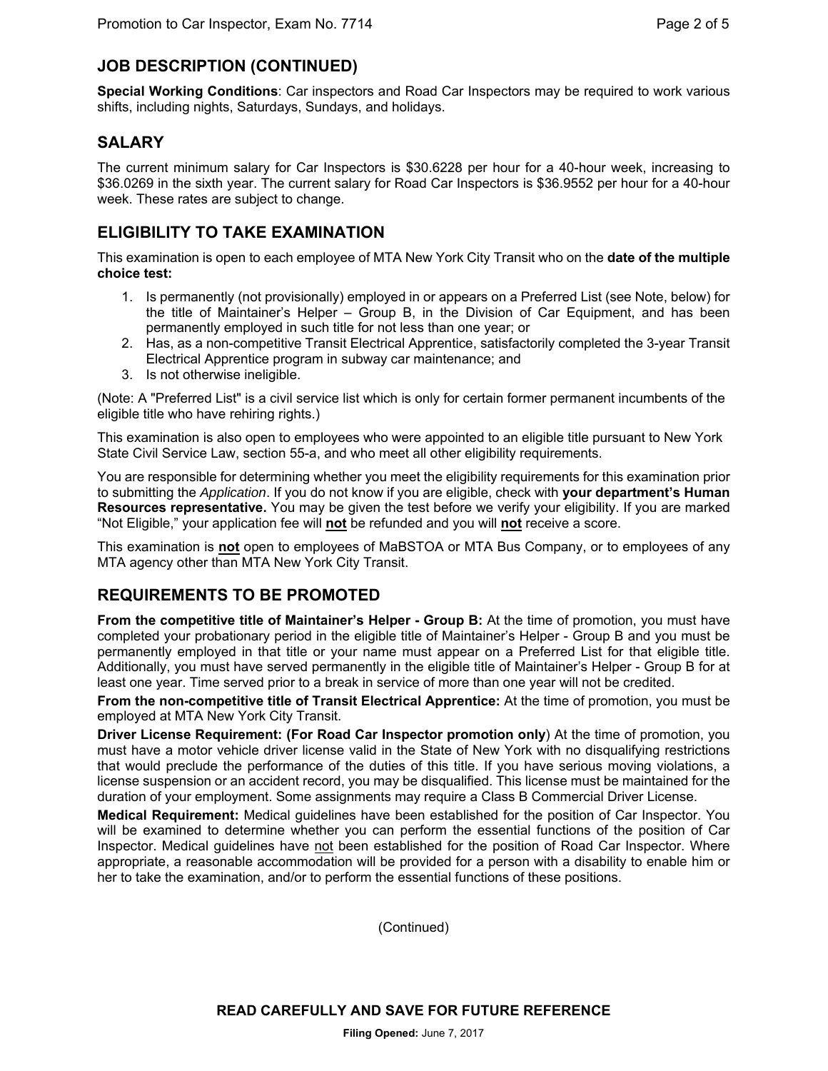## JOB DESCRIPTION (CONTINUED)

**Special Working Conditions**: Car inspectors and Road Car Inspectors may be required to work various shifts, including nights, Saturdays, Sundays, and holidays.

## SALARY

The current minimum salary for Car Inspectors is $30.6228 per hour for a 40-hour week, increasing to $36.0269 in the sixth year. The current salary for Road Car Inspectors is $36.9552 per hour for a 40-hour week. These rates are subject to change.

## ELIGIBILITY TO TAKE EXAMINATION

This examination is open to each employee of MTA New York City Transit who on the **date of the multiple choice test:**

1. Is permanently (not provisionally) employed in or appears on a Preferred List (see Note, below) for the title of Maintainer's Helper – Group B, in the Division of Car Equipment, and has been permanently employed in such title for not less than one year; or
2. Has, as a non-competitive Transit Electrical Apprentice, satisfactorily completed the 3-year Transit Electrical Apprentice program in subway car maintenance; and
3. Is not otherwise ineligible.

(Note: A "Preferred List" is a civil service list which is only for certain former permanent incumbents of the eligible title who have rehiring rights.)

This examination is also open to employees who were appointed to an eligible title pursuant to New York State Civil Service Law, section 55-a, and who meet all other eligibility requirements.

You are responsible for determining whether you meet the eligibility requirements for this examination prior to submitting the *Application*. If you do not know if you are eligible, check with **your department's Human Resources representative.** You may be given the test before we verify your eligibility. If you are marked "Not Eligible," your application fee will **not** be refunded and you will **not** receive a score.

This examination is **not** open to employees of MaBSTOA or MTA Bus Company, or to employees of any MTA agency other than MTA New York City Transit.

## REQUIREMENTS TO BE PROMOTED

**From the competitive title of Maintainer's Helper - Group B:** At the time of promotion, you must have completed your probationary period in the eligible title of Maintainer's Helper - Group B and you must be permanently employed in that title or your name must appear on a Preferred List for that eligible title. Additionally, you must have served permanently in the eligible title of Maintainer's Helper - Group B for at least one year. Time served prior to a break in service of more than one year will not be credited.

**From the non-competitive title of Transit Electrical Apprentice:** At the time of promotion, you must be employed at MTA New York City Transit.

**Driver License Requirement: (For Road Car Inspector promotion only**) At the time of promotion, you must have a motor vehicle driver license valid in the State of New York with no disqualifying restrictions that would preclude the performance of the duties of this title. If you have serious moving violations, a license suspension or an accident record, you may be disqualified. This license must be maintained for the duration of your employment. Some assignments may require a Class B Commercial Driver License.

**Medical Requirement:** Medical guidelines have been established for the position of Car Inspector. You will be examined to determine whether you can perform the essential functions of the position of Car Inspector. Medical guidelines have not been established for the position of Road Car Inspector. Where appropriate, a reasonable accommodation will be provided for a person with a disability to enable him or her to take the examination, and/or to perform the essential functions of these positions.

(Continued)

**READ CAREFULLY AND SAVE FOR FUTURE REFERENCE**

**Filing Opened:** June 7, 2017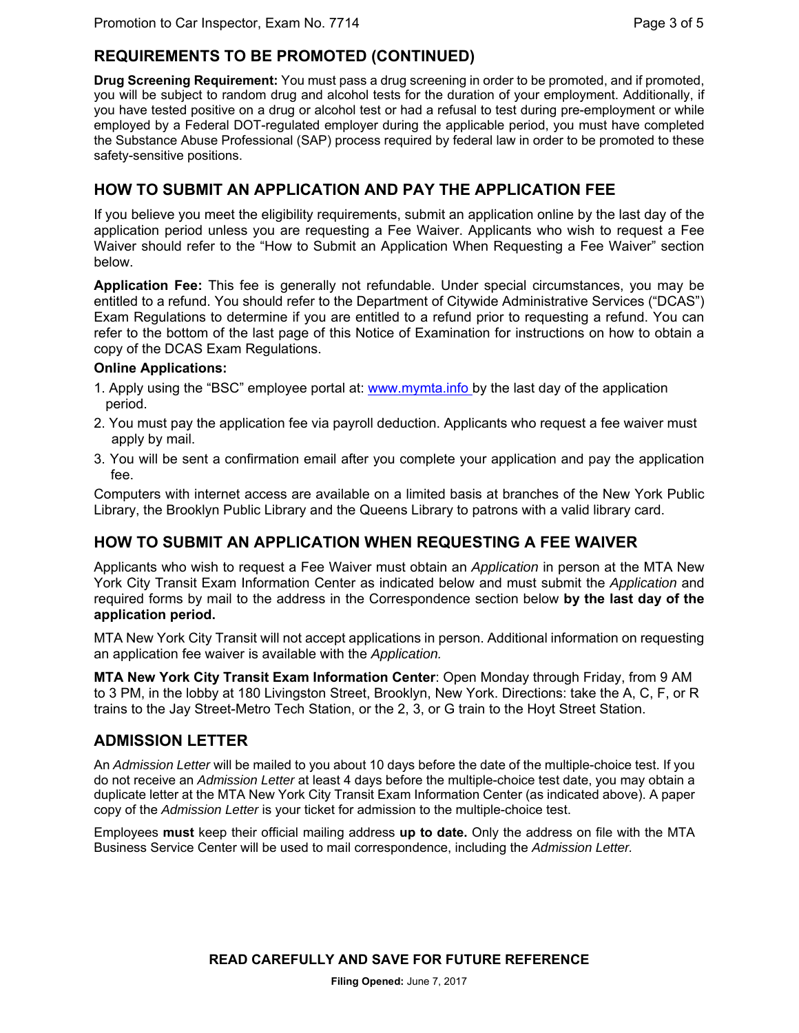## REQUIREMENTS TO BE PROMOTED (CONTINUED)

**Drug Screening Requirement:** You must pass a drug screening in order to be promoted, and if promoted, you will be subject to random drug and alcohol tests for the duration of your employment. Additionally, if you have tested positive on a drug or alcohol test or had a refusal to test during pre-employment or while employed by a Federal DOT-regulated employer during the applicable period, you must have completed the Substance Abuse Professional (SAP) process required by federal law in order to be promoted to these safety-sensitive positions.

## HOW TO SUBMIT AN APPLICATION AND PAY THE APPLICATION FEE

If you believe you meet the eligibility requirements, submit an application online by the last day of the application period unless you are requesting a Fee Waiver. Applicants who wish to request a Fee Waiver should refer to the "How to Submit an Application When Requesting a Fee Waiver" section below.

**Application Fee:** This fee is generally not refundable. Under special circumstances, you may be entitled to a refund. You should refer to the Department of Citywide Administrative Services ("DCAS") Exam Regulations to determine if you are entitled to a refund prior to requesting a refund. You can refer to the bottom of the last page of this Notice of Examination for instructions on how to obtain a copy of the DCAS Exam Regulations.

**Online Applications:**

1. Apply using the "BSC" employee portal at: www.mymta.info by the last day of the application period.
2. You must pay the application fee via payroll deduction. Applicants who request a fee waiver must apply by mail.
3. You will be sent a confirmation email after you complete your application and pay the application fee.

Computers with internet access are available on a limited basis at branches of the New York Public Library, the Brooklyn Public Library and the Queens Library to patrons with a valid library card.

## HOW TO SUBMIT AN APPLICATION WHEN REQUESTING A FEE WAIVER

Applicants who wish to request a Fee Waiver must obtain an *Application* in person at the MTA New York City Transit Exam Information Center as indicated below and must submit the *Application* and required forms by mail to the address in the Correspondence section below **by the last day of the application period.**

MTA New York City Transit will not accept applications in person. Additional information on requesting an application fee waiver is available with the *Application.*

**MTA New York City Transit Exam Information Center**: Open Monday through Friday, from 9 AM to 3 PM, in the lobby at 180 Livingston Street, Brooklyn, New York. Directions: take the A, C, F, or R trains to the Jay Street-Metro Tech Station, or the 2, 3, or G train to the Hoyt Street Station.

## ADMISSION LETTER

An *Admission Letter* will be mailed to you about 10 days before the date of the multiple-choice test. If you do not receive an *Admission Letter* at least 4 days before the multiple-choice test date, you may obtain a duplicate letter at the MTA New York City Transit Exam Information Center (as indicated above). A paper copy of the *Admission Letter* is your ticket for admission to the multiple-choice test.

Employees **must** keep their official mailing address **up to date.** Only the address on file with the MTA Business Service Center will be used to mail correspondence, including the *Admission Letter.*

**READ CAREFULLY AND SAVE FOR FUTURE REFERENCE**

**Filing Opened:** June 7, 2017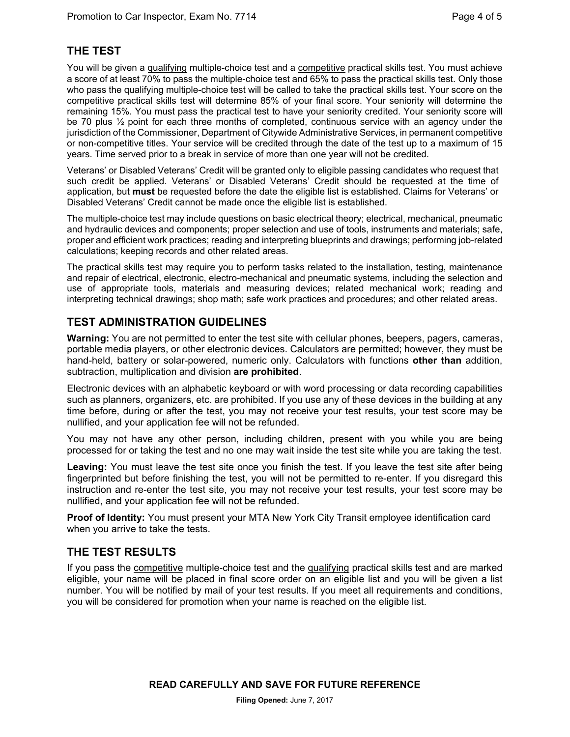## THE TEST

You will be given a qualifying multiple-choice test and a competitive practical skills test. You must achieve a score of at least 70% to pass the multiple-choice test and 65% to pass the practical skills test. Only those who pass the qualifying multiple-choice test will be called to take the practical skills test. Your score on the competitive practical skills test will determine 85% of your final score. Your seniority will determine the remaining 15%. You must pass the practical test to have your seniority credited. Your seniority score will be 70 plus ½ point for each three months of completed, continuous service with an agency under the jurisdiction of the Commissioner, Department of Citywide Administrative Services, in permanent competitive or non-competitive titles. Your service will be credited through the date of the test up to a maximum of 15 years. Time served prior to a break in service of more than one year will not be credited.

Veterans' or Disabled Veterans' Credit will be granted only to eligible passing candidates who request that such credit be applied. Veterans' or Disabled Veterans' Credit should be requested at the time of application, but **must** be requested before the date the eligible list is established. Claims for Veterans' or Disabled Veterans' Credit cannot be made once the eligible list is established.

The multiple-choice test may include questions on basic electrical theory; electrical, mechanical, pneumatic and hydraulic devices and components; proper selection and use of tools, instruments and materials; safe, proper and efficient work practices; reading and interpreting blueprints and drawings; performing job-related calculations; keeping records and other related areas.

The practical skills test may require you to perform tasks related to the installation, testing, maintenance and repair of electrical, electronic, electro-mechanical and pneumatic systems, including the selection and use of appropriate tools, materials and measuring devices; related mechanical work; reading and interpreting technical drawings; shop math; safe work practices and procedures; and other related areas.

## TEST ADMINISTRATION GUIDELINES

**Warning:** You are not permitted to enter the test site with cellular phones, beepers, pagers, cameras, portable media players, or other electronic devices. Calculators are permitted; however, they must be hand-held, battery or solar-powered, numeric only. Calculators with functions **other than** addition, subtraction, multiplication and division **are prohibited**.

Electronic devices with an alphabetic keyboard or with word processing or data recording capabilities such as planners, organizers, etc. are prohibited. If you use any of these devices in the building at any time before, during or after the test, you may not receive your test results, your test score may be nullified, and your application fee will not be refunded.

You may not have any other person, including children, present with you while you are being processed for or taking the test and no one may wait inside the test site while you are taking the test.

**Leaving:** You must leave the test site once you finish the test. If you leave the test site after being fingerprinted but before finishing the test, you will not be permitted to re-enter. If you disregard this instruction and re-enter the test site, you may not receive your test results, your test score may be nullified, and your application fee will not be refunded.

**Proof of Identity:** You must present your MTA New York City Transit employee identification card when you arrive to take the tests.

## THE TEST RESULTS

If you pass the competitive multiple-choice test and the qualifying practical skills test and are marked eligible, your name will be placed in final score order on an eligible list and you will be given a list number. You will be notified by mail of your test results. If you meet all requirements and conditions, you will be considered for promotion when your name is reached on the eligible list.

**READ CAREFULLY AND SAVE FOR FUTURE REFERENCE**

**Filing Opened:** June 7, 2017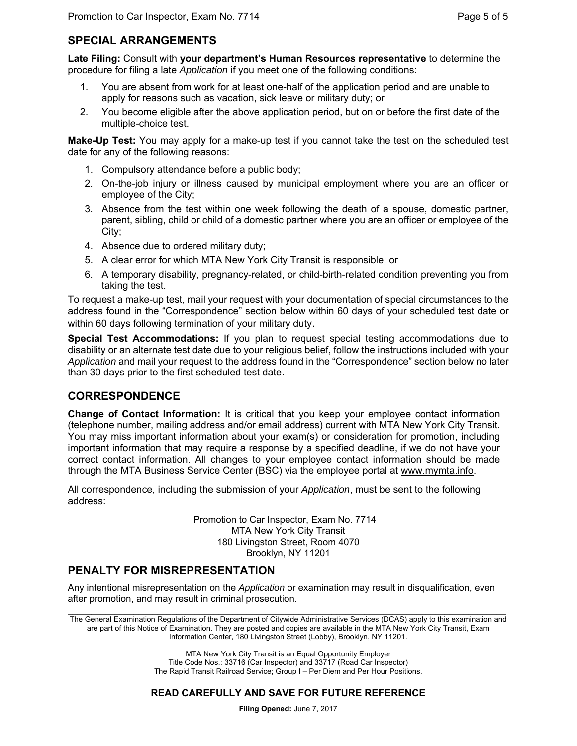## SPECIAL ARRANGEMENTS

**Late Filing:** Consult with **your department's Human Resources representative** to determine the procedure for filing a late *Application* if you meet one of the following conditions:

1. You are absent from work for at least one-half of the application period and are unable to apply for reasons such as vacation, sick leave or military duty; or
2. You become eligible after the above application period, but on or before the first date of the multiple-choice test.

**Make-Up Test:** You may apply for a make-up test if you cannot take the test on the scheduled test date for any of the following reasons:

1. Compulsory attendance before a public body;
2. On-the-job injury or illness caused by municipal employment where you are an officer or employee of the City;
3. Absence from the test within one week following the death of a spouse, domestic partner, parent, sibling, child or child of a domestic partner where you are an officer or employee of the City;
4. Absence due to ordered military duty;
5. A clear error for which MTA New York City Transit is responsible; or
6. A temporary disability, pregnancy-related, or child-birth-related condition preventing you from taking the test.

To request a make-up test, mail your request with your documentation of special circumstances to the address found in the "Correspondence" section below within 60 days of your scheduled test date or within 60 days following termination of your military duty.

**Special Test Accommodations:** If you plan to request special testing accommodations due to disability or an alternate test date due to your religious belief, follow the instructions included with your *Application* and mail your request to the address found in the "Correspondence" section below no later than 30 days prior to the first scheduled test date.

## CORRESPONDENCE

**Change of Contact Information:** It is critical that you keep your employee contact information (telephone number, mailing address and/or email address) current with MTA New York City Transit. You may miss important information about your exam(s) or consideration for promotion, including important information that may require a response by a specified deadline, if we do not have your correct contact information. All changes to your employee contact information should be made through the MTA Business Service Center (BSC) via the employee portal at www.mymta.info.

All correspondence, including the submission of your *Application*, must be sent to the following address:

Promotion to Car Inspector, Exam No. 7714
MTA New York City Transit
180 Livingston Street, Room 4070
Brooklyn, NY 11201

## PENALTY FOR MISREPRESENTATION

Any intentional misrepresentation on the *Application* or examination may result in disqualification, even after promotion, and may result in criminal prosecution.

---

The General Examination Regulations of the Department of Citywide Administrative Services (DCAS) apply to this examination and are part of this Notice of Examination. They are posted and copies are available in the MTA New York City Transit, Exam Information Center, 180 Livingston Street (Lobby), Brooklyn, NY 11201.

MTA New York City Transit is an Equal Opportunity Employer
Title Code Nos.: 33716 (Car Inspector) and 33717 (Road Car Inspector)
The Rapid Transit Railroad Service; Group I – Per Diem and Per Hour Positions.

**READ CAREFULLY AND SAVE FOR FUTURE REFERENCE**

**Filing Opened:** June 7, 2017